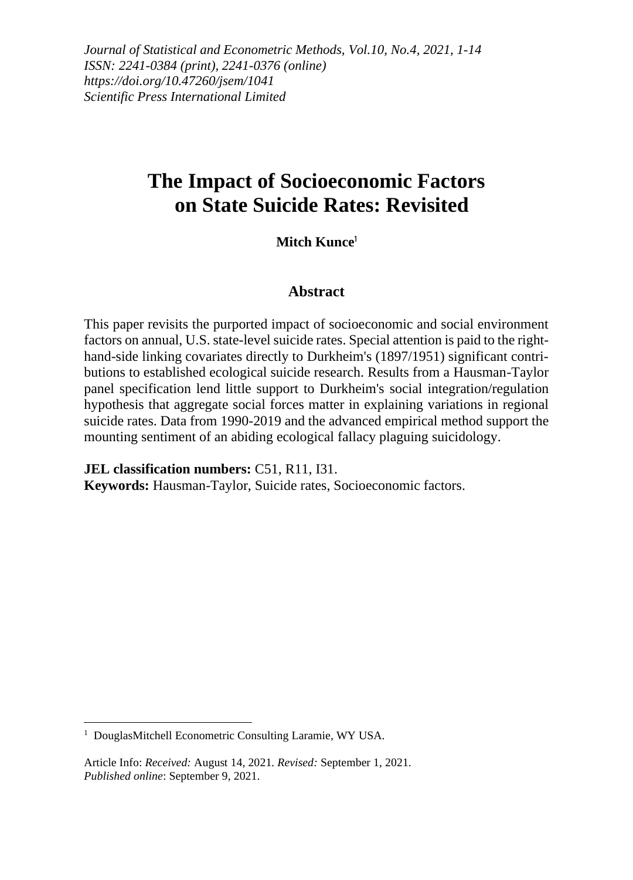*Journal of Statistical and Econometric Methods, Vol.10, No.4, 2021, 1-14*
*ISSN: 2241-0384 (print), 2241-0376 (online)*
*https://doi.org/10.47260/jsem/1041*
*Scientific Press International Limited*

# The Impact of Socioeconomic Factors on State Suicide Rates: Revisited

**Mitch Kunce**[1]

## Abstract

This paper revisits the purported impact of socioeconomic and social environment factors on annual, U.S. state-level suicide rates. Special attention is paid to the right-hand-side linking covariates directly to Durkheim's (1897/1951) significant contributions to established ecological suicide research. Results from a Hausman-Taylor panel specification lend little support to Durkheim's social integration/regulation hypothesis that aggregate social forces matter in explaining variations in regional suicide rates. Data from 1990-2019 and the advanced empirical method support the mounting sentiment of an abiding ecological fallacy plaguing suicidology.

**JEL classification numbers:** C51, R11, I31.
**Keywords:** Hausman-Taylor, Suicide rates, Socioeconomic factors.

---

[1] DouglasMitchell Econometric Consulting Laramie, WY USA.

Article Info: *Received:* August 14, 2021. *Revised:* September 1, 2021.
*Published online*: September 9, 2021.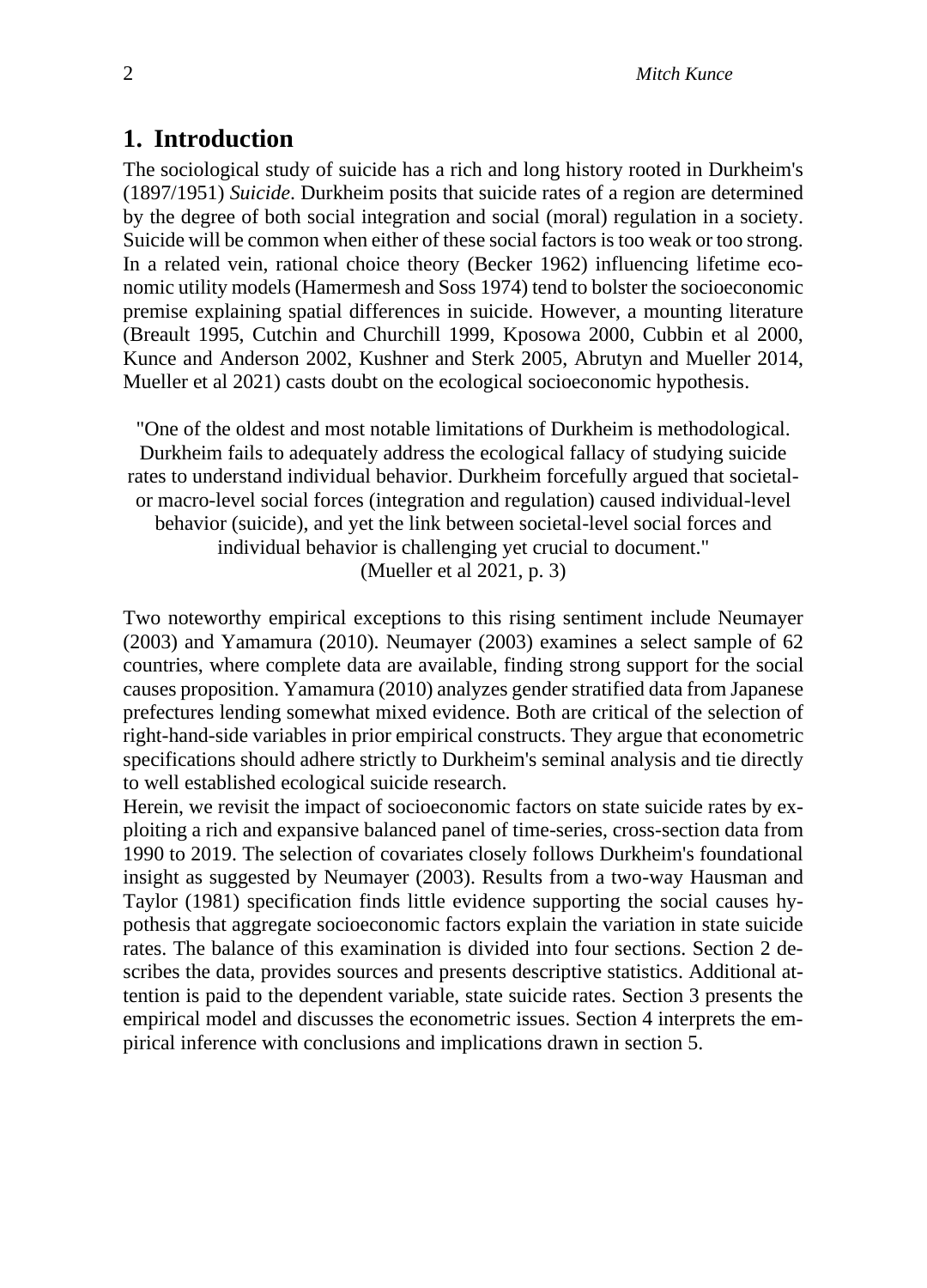## 1. Introduction

The sociological study of suicide has a rich and long history rooted in Durkheim's (1897/1951) *Suicide*. Durkheim posits that suicide rates of a region are determined by the degree of both social integration and social (moral) regulation in a society. Suicide will be common when either of these social factors is too weak or too strong. In a related vein, rational choice theory (Becker 1962) influencing lifetime economic utility models (Hamermesh and Soss 1974) tend to bolster the socioeconomic premise explaining spatial differences in suicide. However, a mounting literature (Breault 1995, Cutchin and Churchill 1999, Kposowa 2000, Cubbin et al 2000, Kunce and Anderson 2002, Kushner and Sterk 2005, Abrutyn and Mueller 2014, Mueller et al 2021) casts doubt on the ecological socioeconomic hypothesis.

> "One of the oldest and most notable limitations of Durkheim is methodological. Durkheim fails to adequately address the ecological fallacy of studying suicide rates to understand individual behavior. Durkheim forcefully argued that societal- or macro-level social forces (integration and regulation) caused individual-level behavior (suicide), and yet the link between societal-level social forces and individual behavior is challenging yet crucial to document."
> (Mueller et al 2021, p. 3)

Two noteworthy empirical exceptions to this rising sentiment include Neumayer (2003) and Yamamura (2010). Neumayer (2003) examines a select sample of 62 countries, where complete data are available, finding strong support for the social causes proposition. Yamamura (2010) analyzes gender stratified data from Japanese prefectures lending somewhat mixed evidence. Both are critical of the selection of right-hand-side variables in prior empirical constructs. They argue that econometric specifications should adhere strictly to Durkheim's seminal analysis and tie directly to well established ecological suicide research.

Herein, we revisit the impact of socioeconomic factors on state suicide rates by exploiting a rich and expansive balanced panel of time-series, cross-section data from 1990 to 2019. The selection of covariates closely follows Durkheim's foundational insight as suggested by Neumayer (2003). Results from a two-way Hausman and Taylor (1981) specification finds little evidence supporting the social causes hypothesis that aggregate socioeconomic factors explain the variation in state suicide rates. The balance of this examination is divided into four sections. Section 2 describes the data, provides sources and presents descriptive statistics. Additional attention is paid to the dependent variable, state suicide rates. Section 3 presents the empirical model and discusses the econometric issues. Section 4 interprets the empirical inference with conclusions and implications drawn in section 5.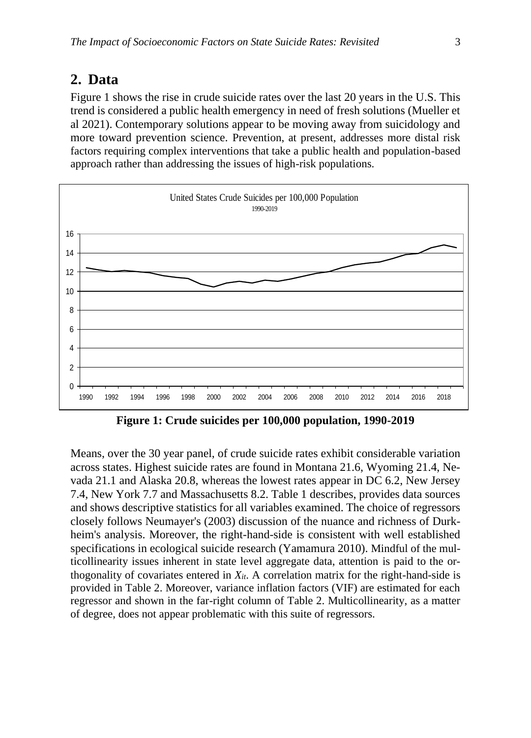## 2. Data

Figure 1 shows the rise in crude suicide rates over the last 20 years in the U.S. This trend is considered a public health emergency in need of fresh solutions (Mueller et al 2021). Contemporary solutions appear to be moving away from suicidology and more toward prevention science. Prevention, at present, addresses more distal risk factors requiring complex interventions that take a public health and population-based approach rather than addressing the issues of high-risk populations.

**Figure 1: Crude suicides per 100,000 population, 1990-2019**

Means, over the 30 year panel, of crude suicide rates exhibit considerable variation across states. Highest suicide rates are found in Montana 21.6, Wyoming 21.4, Nevada 21.1 and Alaska 20.8, whereas the lowest rates appear in DC 6.2, New Jersey 7.4, New York 7.7 and Massachusetts 8.2. Table 1 describes, provides data sources and shows descriptive statistics for all variables examined. The choice of regressors closely follows Neumayer's (2003) discussion of the nuance and richness of Durkheim's analysis. Moreover, the right-hand-side is consistent with well established specifications in ecological suicide research (Yamamura 2010). Mindful of the multicollinearity issues inherent in state level aggregate data, attention is paid to the orthogonality of covariates entered in $X_{it}$. A correlation matrix for the right-hand-side is provided in Table 2. Moreover, variance inflation factors (VIF) are estimated for each regressor and shown in the far-right column of Table 2. Multicollinearity, as a matter of degree, does not appear problematic with this suite of regressors.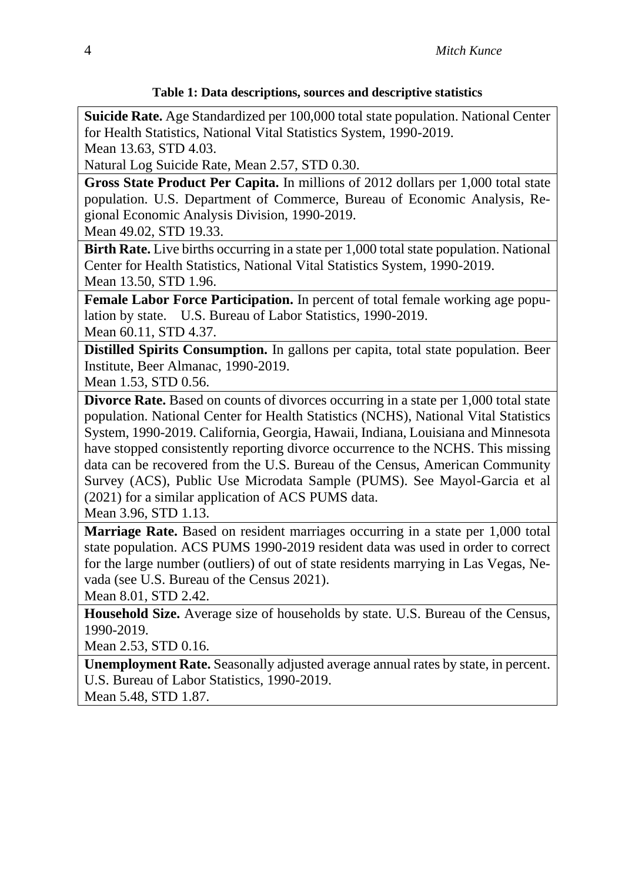**Table 1: Data descriptions, sources and descriptive statistics**

| |
|---|
| **Suicide Rate.** Age Standardized per 100,000 total state population. National Center for Health Statistics, National Vital Statistics System, 1990-2019.<br>Mean 13.63, STD 4.03.<br>Natural Log Suicide Rate, Mean 2.57, STD 0.30. |
| **Gross State Product Per Capita.** In millions of 2012 dollars per 1,000 total state population. U.S. Department of Commerce, Bureau of Economic Analysis, Regional Economic Analysis Division, 1990-2019.<br>Mean 49.02, STD 19.33. |
| **Birth Rate.** Live births occurring in a state per 1,000 total state population. National Center for Health Statistics, National Vital Statistics System, 1990-2019.<br>Mean 13.50, STD 1.96. |
| **Female Labor Force Participation.** In percent of total female working age population by state. U.S. Bureau of Labor Statistics, 1990-2019.<br>Mean 60.11, STD 4.37. |
| **Distilled Spirits Consumption.** In gallons per capita, total state population. Beer Institute, Beer Almanac, 1990-2019.<br>Mean 1.53, STD 0.56. |
| **Divorce Rate.** Based on counts of divorces occurring in a state per 1,000 total state population. National Center for Health Statistics (NCHS), National Vital Statistics System, 1990-2019. California, Georgia, Hawaii, Indiana, Louisiana and Minnesota have stopped consistently reporting divorce occurrence to the NCHS. This missing data can be recovered from the U.S. Bureau of the Census, American Community Survey (ACS), Public Use Microdata Sample (PUMS). See Mayol-Garcia et al (2021) for a similar application of ACS PUMS data.<br>Mean 3.96, STD 1.13. |
| **Marriage Rate.** Based on resident marriages occurring in a state per 1,000 total state population. ACS PUMS 1990-2019 resident data was used in order to correct for the large number (outliers) of out of state residents marrying in Las Vegas, Nevada (see U.S. Bureau of the Census 2021).<br>Mean 8.01, STD 2.42. |
| **Household Size.** Average size of households by state. U.S. Bureau of the Census, 1990-2019.<br>Mean 2.53, STD 0.16. |
| **Unemployment Rate.** Seasonally adjusted average annual rates by state, in percent. U.S. Bureau of Labor Statistics, 1990-2019.<br>Mean 5.48, STD 1.87. |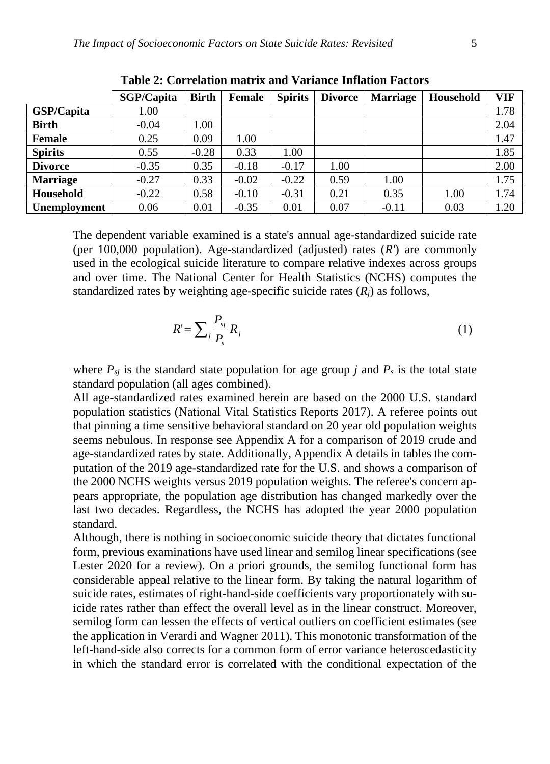**Table 2: Correlation matrix and Variance Inflation Factors**

| | SGP/Capita | Birth | Female | Spirits | Divorce | Marriage | Household | VIF |
|---|---|---|---|---|---|---|---|---|
| **GSP/Capita** | 1.00 | | | | | | | 1.78 |
| **Birth** | -0.04 | 1.00 | | | | | | 2.04 |
| **Female** | 0.25 | 0.09 | 1.00 | | | | | 1.47 |
| **Spirits** | 0.55 | -0.28 | 0.33 | 1.00 | | | | 1.85 |
| **Divorce** | -0.35 | 0.35 | -0.18 | -0.17 | 1.00 | | | 2.00 |
| **Marriage** | -0.27 | 0.33 | -0.02 | -0.22 | 0.59 | 1.00 | | 1.75 |
| **Household** | -0.22 | 0.58 | -0.10 | -0.31 | 0.21 | 0.35 | 1.00 | 1.74 |
| **Unemployment** | 0.06 | 0.01 | -0.35 | 0.01 | 0.07 | -0.11 | 0.03 | 1.20 |

The dependent variable examined is a state's annual age-standardized suicide rate (per 100,000 population). Age-standardized (adjusted) rates ($R'$) are commonly used in the ecological suicide literature to compare relative indexes across groups and over time. The National Center for Health Statistics (NCHS) computes the standardized rates by weighting age-specific suicide rates ($R_j$) as follows,

$$R' = \sum_j \frac{P_{sj}}{P_s} R_j \tag{1}$$

where $P_{sj}$ is the standard state population for age group $j$ and $P_s$ is the total state standard population (all ages combined).

All age-standardized rates examined herein are based on the 2000 U.S. standard population statistics (National Vital Statistics Reports 2017). A referee points out that pinning a time sensitive behavioral standard on 20 year old population weights seems nebulous. In response see Appendix A for a comparison of 2019 crude and age-standardized rates by state. Additionally, Appendix A details in tables the computation of the 2019 age-standardized rate for the U.S. and shows a comparison of the 2000 NCHS weights versus 2019 population weights. The referee's concern appears appropriate, the population age distribution has changed markedly over the last two decades. Regardless, the NCHS has adopted the year 2000 population standard.

Although, there is nothing in socioeconomic suicide theory that dictates functional form, previous examinations have used linear and semilog linear specifications (see Lester 2020 for a review). On a priori grounds, the semilog functional form has considerable appeal relative to the linear form. By taking the natural logarithm of suicide rates, estimates of right-hand-side coefficients vary proportionately with suicide rates rather than effect the overall level as in the linear construct. Moreover, semilog form can lessen the effects of vertical outliers on coefficient estimates (see the application in Verardi and Wagner 2011). This monotonic transformation of the left-hand-side also corrects for a common form of error variance heteroscedasticity in which the standard error is correlated with the conditional expectation of the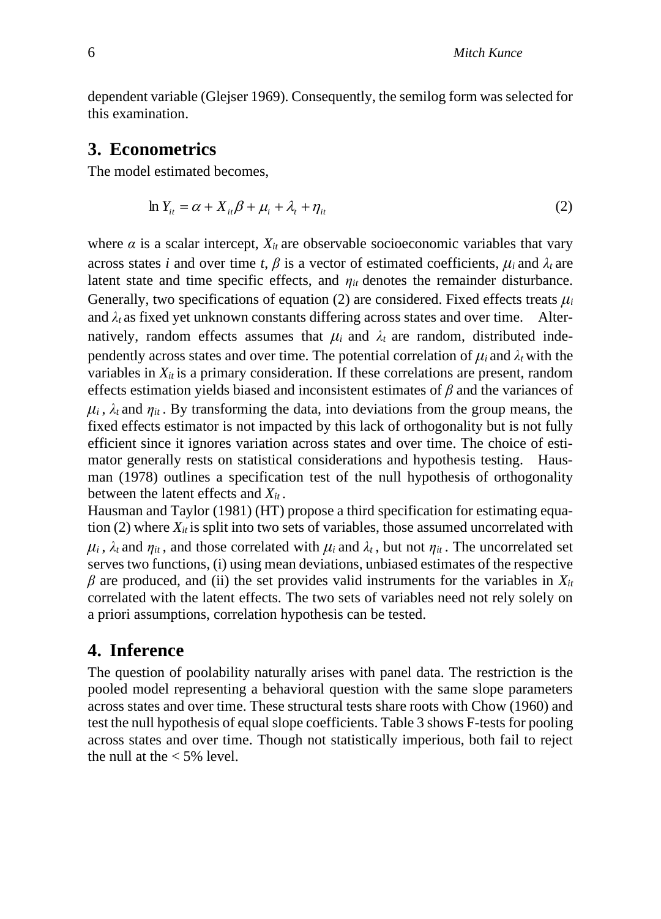dependent variable (Glejser 1969). Consequently, the semilog form was selected for this examination.

## 3. Econometrics

The model estimated becomes,

$$\ln Y_{it} = \alpha + X_{it}\beta + \mu_i + \lambda_t + \eta_{it} \tag{2}$$

where $\alpha$ is a scalar intercept, $X_{it}$ are observable socioeconomic variables that vary across states $i$ and over time $t$, $\beta$ is a vector of estimated coefficients, $\mu_i$ and $\lambda_t$ are latent state and time specific effects, and $\eta_{it}$ denotes the remainder disturbance. Generally, two specifications of equation (2) are considered. Fixed effects treats $\mu_i$ and $\lambda_t$ as fixed yet unknown constants differing across states and over time. Alternatively, random effects assumes that $\mu_i$ and $\lambda_t$ are random, distributed independently across states and over time. The potential correlation of $\mu_i$ and $\lambda_t$ with the variables in $X_{it}$ is a primary consideration. If these correlations are present, random effects estimation yields biased and inconsistent estimates of $\beta$ and the variances of $\mu_i$, $\lambda_t$ and $\eta_{it}$. By transforming the data, into deviations from the group means, the fixed effects estimator is not impacted by this lack of orthogonality but is not fully efficient since it ignores variation across states and over time. The choice of estimator generally rests on statistical considerations and hypothesis testing. Hausman (1978) outlines a specification test of the null hypothesis of orthogonality between the latent effects and $X_{it}$.

Hausman and Taylor (1981) (HT) propose a third specification for estimating equation (2) where $X_{it}$ is split into two sets of variables, those assumed uncorrelated with $\mu_i$, $\lambda_t$ and $\eta_{it}$, and those correlated with $\mu_i$ and $\lambda_t$, but not $\eta_{it}$. The uncorrelated set serves two functions, (i) using mean deviations, unbiased estimates of the respective $\beta$ are produced, and (ii) the set provides valid instruments for the variables in $X_{it}$ correlated with the latent effects. The two sets of variables need not rely solely on a priori assumptions, correlation hypothesis can be tested.

## 4. Inference

The question of poolability naturally arises with panel data. The restriction is the pooled model representing a behavioral question with the same slope parameters across states and over time. These structural tests share roots with Chow (1960) and test the null hypothesis of equal slope coefficients. Table 3 shows F-tests for pooling across states and over time. Though not statistically imperious, both fail to reject the null at the < 5% level.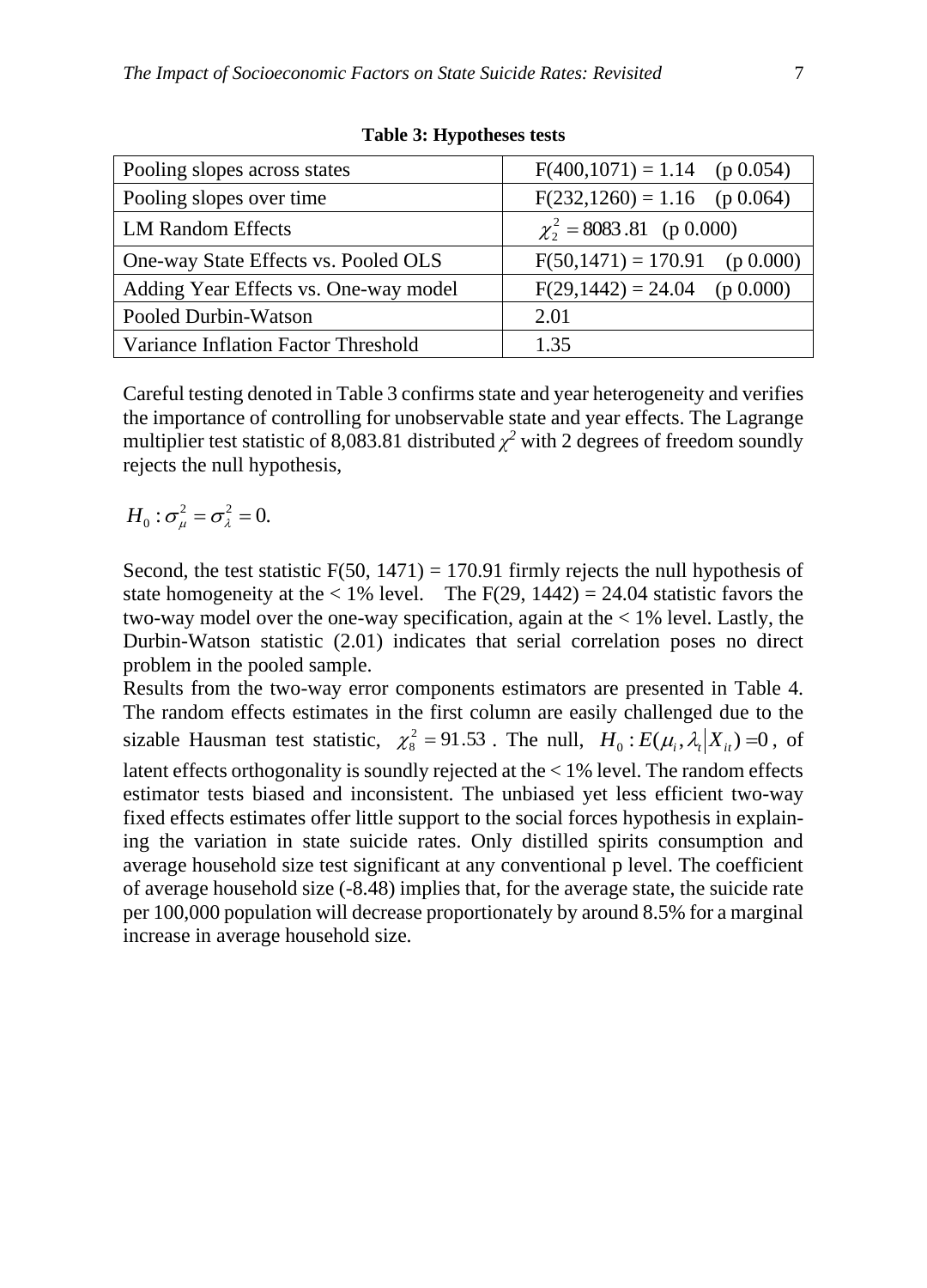**Table 3: Hypotheses tests**

| | |
|---|---|
| Pooling slopes across states | F(400,1071) = 1.14 (p 0.054) |
| Pooling slopes over time | F(232,1260) = 1.16 (p 0.064) |
| LM Random Effects | $\chi^2_2 = 8083.81$ (p 0.000) |
| One-way State Effects vs. Pooled OLS | F(50,1471) = 170.91 (p 0.000) |
| Adding Year Effects vs. One-way model | F(29,1442) = 24.04 (p 0.000) |
| Pooled Durbin-Watson | 2.01 |
| Variance Inflation Factor Threshold | 1.35 |

Careful testing denoted in Table 3 confirms state and year heterogeneity and verifies the importance of controlling for unobservable state and year effects. The Lagrange multiplier test statistic of 8,083.81 distributed $\chi^2$ with 2 degrees of freedom soundly rejects the null hypothesis,

$$H_0 : \sigma^2_\mu = \sigma^2_\lambda = 0.$$

Second, the test statistic F(50, 1471) = 170.91 firmly rejects the null hypothesis of state homogeneity at the < 1% level. The F(29, 1442) = 24.04 statistic favors the two-way model over the one-way specification, again at the < 1% level. Lastly, the Durbin-Watson statistic (2.01) indicates that serial correlation poses no direct problem in the pooled sample.

Results from the two-way error components estimators are presented in Table 4. The random effects estimates in the first column are easily challenged due to the sizable Hausman test statistic, $\chi^2_8 = 91.53$. The null, $H_0 : E(\mu_i, \lambda_t | X_{it}) = 0$, of latent effects orthogonality is soundly rejected at the < 1% level. The random effects estimator tests biased and inconsistent. The unbiased yet less efficient two-way fixed effects estimates offer little support to the social forces hypothesis in explaining the variation in state suicide rates. Only distilled spirits consumption and average household size test significant at any conventional p level. The coefficient of average household size (-8.48) implies that, for the average state, the suicide rate per 100,000 population will decrease proportionately by around 8.5% for a marginal increase in average household size.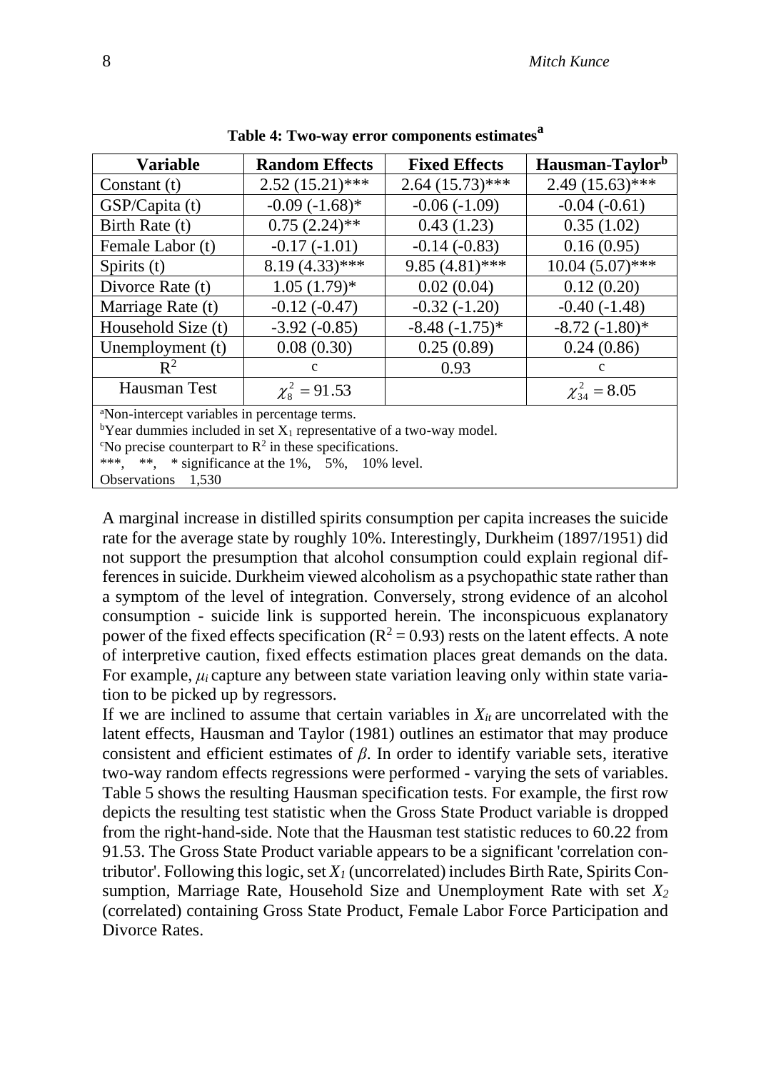**Table 4: Two-way error components estimates[a]**

| Variable | Random Effects | Fixed Effects | Hausman-Taylor[b] |
|---|---|---|---|
| Constant (t) | 2.52 (15.21)*** | 2.64 (15.73)*** | 2.49 (15.63)*** |
| GSP/Capita (t) | -0.09 (-1.68)* | -0.06 (-1.09) | -0.04 (-0.61) |
| Birth Rate (t) | 0.75 (2.24)** | 0.43 (1.23) | 0.35 (1.02) |
| Female Labor (t) | -0.17 (-1.01) | -0.14 (-0.83) | 0.16 (0.95) |
| Spirits (t) | 8.19 (4.33)*** | 9.85 (4.81)*** | 10.04 (5.07)*** |
| Divorce Rate (t) | 1.05 (1.79)* | 0.02 (0.04) | 0.12 (0.20) |
| Marriage Rate (t) | -0.12 (-0.47) | -0.32 (-1.20) | -0.40 (-1.48) |
| Household Size (t) | -3.92 (-0.85) | -8.48 (-1.75)* | -8.72 (-1.80)* |
| Unemployment (t) | 0.08 (0.30) | 0.25 (0.89) | 0.24 (0.86) |
| $R^2$ | c | 0.93 | c |
| Hausman Test | $\chi^2_8 = 91.53$ | | $\chi^2_{34} = 8.05$ |

[a]Non-intercept variables in percentage terms.
[b]Year dummies included in set $X_1$ representative of a two-way model.
[c]No precise counterpart to $R^2$ in these specifications.
***, **, * significance at the 1%, 5%, 10% level.
Observations 1,530

A marginal increase in distilled spirits consumption per capita increases the suicide rate for the average state by roughly 10%. Interestingly, Durkheim (1897/1951) did not support the presumption that alcohol consumption could explain regional differences in suicide. Durkheim viewed alcoholism as a psychopathic state rather than a symptom of the level of integration. Conversely, strong evidence of an alcohol consumption - suicide link is supported herein. The inconspicuous explanatory power of the fixed effects specification ($R^2 = 0.93$) rests on the latent effects. A note of interpretive caution, fixed effects estimation places great demands on the data. For example, $\mu_i$ capture any between state variation leaving only within state variation to be picked up by regressors.

If we are inclined to assume that certain variables in $X_{it}$ are uncorrelated with the latent effects, Hausman and Taylor (1981) outlines an estimator that may produce consistent and efficient estimates of $\beta$. In order to identify variable sets, iterative two-way random effects regressions were performed - varying the sets of variables. Table 5 shows the resulting Hausman specification tests. For example, the first row depicts the resulting test statistic when the Gross State Product variable is dropped from the right-hand-side. Note that the Hausman test statistic reduces to 60.22 from 91.53. The Gross State Product variable appears to be a significant 'correlation contributor'. Following this logic, set $X_1$ (uncorrelated) includes Birth Rate, Spirits Consumption, Marriage Rate, Household Size and Unemployment Rate with set $X_2$ (correlated) containing Gross State Product, Female Labor Force Participation and Divorce Rates.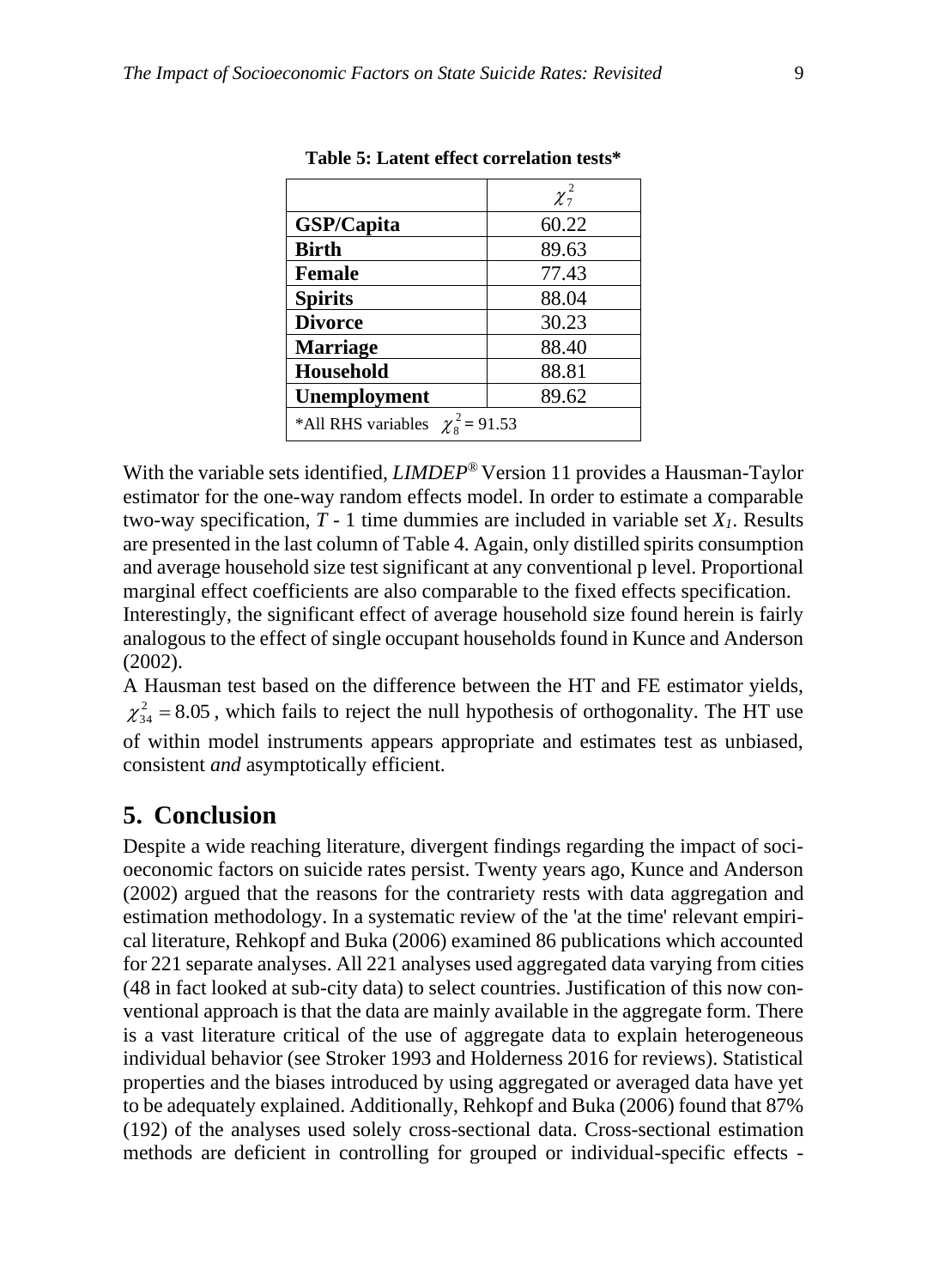**Table 5: Latent effect correlation tests***

| | $\chi^2_7$ |
|---|---|
| **GSP/Capita** | 60.22 |
| **Birth** | 89.63 |
| **Female** | 77.43 |
| **Spirits** | 88.04 |
| **Divorce** | 30.23 |
| **Marriage** | 88.40 |
| **Household** | 88.81 |
| **Unemployment** | 89.62 |
| *All RHS variables $\chi^2_8 = 91.53$ | |

With the variable sets identified, *LIMDEP*® Version 11 provides a Hausman-Taylor estimator for the one-way random effects model. In order to estimate a comparable two-way specification, $T$ - 1 time dummies are included in variable set $X_1$. Results are presented in the last column of Table 4. Again, only distilled spirits consumption and average household size test significant at any conventional p level. Proportional marginal effect coefficients are also comparable to the fixed effects specification. Interestingly, the significant effect of average household size found herein is fairly analogous to the effect of single occupant households found in Kunce and Anderson (2002).

A Hausman test based on the difference between the HT and FE estimator yields, $\chi^2_{34} = 8.05$, which fails to reject the null hypothesis of orthogonality. The HT use of within model instruments appears appropriate and estimates test as unbiased, consistent *and* asymptotically efficient.

## 5. Conclusion

Despite a wide reaching literature, divergent findings regarding the impact of socioeconomic factors on suicide rates persist. Twenty years ago, Kunce and Anderson (2002) argued that the reasons for the contrariety rests with data aggregation and estimation methodology. In a systematic review of the 'at the time' relevant empirical literature, Rehkopf and Buka (2006) examined 86 publications which accounted for 221 separate analyses. All 221 analyses used aggregated data varying from cities (48 in fact looked at sub-city data) to select countries. Justification of this now conventional approach is that the data are mainly available in the aggregate form. There is a vast literature critical of the use of aggregate data to explain heterogeneous individual behavior (see Stroker 1993 and Holderness 2016 for reviews). Statistical properties and the biases introduced by using aggregated or averaged data have yet to be adequately explained. Additionally, Rehkopf and Buka (2006) found that 87% (192) of the analyses used solely cross-sectional data. Cross-sectional estimation methods are deficient in controlling for grouped or individual-specific effects -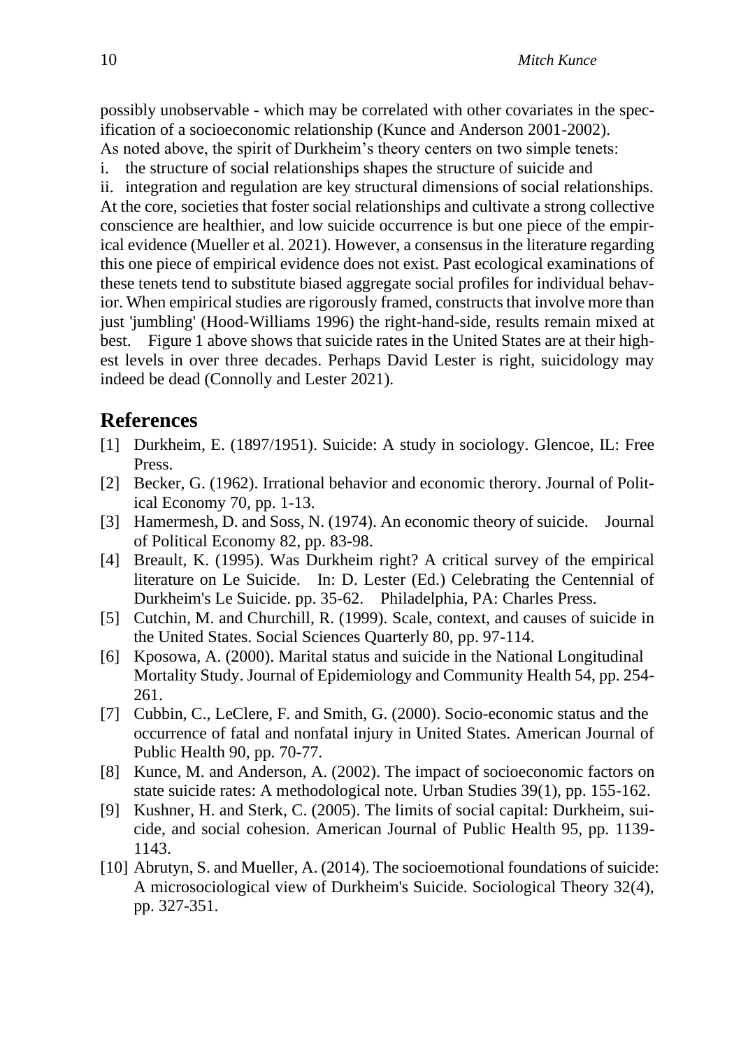possibly unobservable - which may be correlated with other covariates in the specification of a socioeconomic relationship (Kunce and Anderson 2001-2002).

As noted above, the spirit of Durkheim's theory centers on two simple tenets:

i. the structure of social relationships shapes the structure of suicide and

ii. integration and regulation are key structural dimensions of social relationships.

At the core, societies that foster social relationships and cultivate a strong collective conscience are healthier, and low suicide occurrence is but one piece of the empirical evidence (Mueller et al. 2021). However, a consensus in the literature regarding this one piece of empirical evidence does not exist. Past ecological examinations of these tenets tend to substitute biased aggregate social profiles for individual behavior. When empirical studies are rigorously framed, constructs that involve more than just 'jumbling' (Hood-Williams 1996) the right-hand-side, results remain mixed at best. Figure 1 above shows that suicide rates in the United States are at their highest levels in over three decades. Perhaps David Lester is right, suicidology may indeed be dead (Connolly and Lester 2021).

## References

[1] Durkheim, E. (1897/1951). Suicide: A study in sociology. Glencoe, IL: Free Press.

[2] Becker, G. (1962). Irrational behavior and economic therory. Journal of Political Economy 70, pp. 1-13.

[3] Hamermesh, D. and Soss, N. (1974). An economic theory of suicide. Journal of Political Economy 82, pp. 83-98.

[4] Breault, K. (1995). Was Durkheim right? A critical survey of the empirical literature on Le Suicide. In: D. Lester (Ed.) Celebrating the Centennial of Durkheim's Le Suicide. pp. 35-62. Philadelphia, PA: Charles Press.

[5] Cutchin, M. and Churchill, R. (1999). Scale, context, and causes of suicide in the United States. Social Sciences Quarterly 80, pp. 97-114.

[6] Kposowa, A. (2000). Marital status and suicide in the National Longitudinal Mortality Study. Journal of Epidemiology and Community Health 54, pp. 254-261.

[7] Cubbin, C., LeClere, F. and Smith, G. (2000). Socio-economic status and the occurrence of fatal and nonfatal injury in United States. American Journal of Public Health 90, pp. 70-77.

[8] Kunce, M. and Anderson, A. (2002). The impact of socioeconomic factors on state suicide rates: A methodological note. Urban Studies 39(1), pp. 155-162.

[9] Kushner, H. and Sterk, C. (2005). The limits of social capital: Durkheim, suicide, and social cohesion. American Journal of Public Health 95, pp. 1139-1143.

[10] Abrutyn, S. and Mueller, A. (2014). The socioemotional foundations of suicide: A microsociological view of Durkheim's Suicide. Sociological Theory 32(4), pp. 327-351.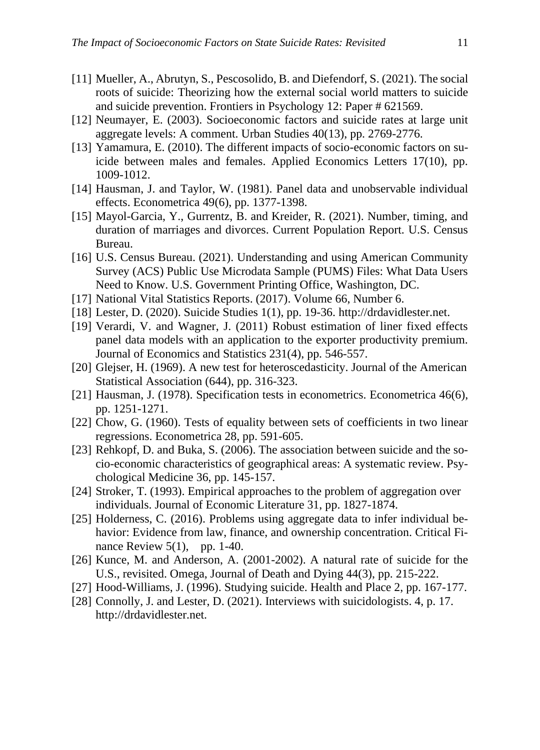[11] Mueller, A., Abrutyn, S., Pescosolido, B. and Diefendorf, S. (2021). The social roots of suicide: Theorizing how the external social world matters to suicide and suicide prevention. Frontiers in Psychology 12: Paper # 621569.

[12] Neumayer, E. (2003). Socioeconomic factors and suicide rates at large unit aggregate levels: A comment. Urban Studies 40(13), pp. 2769-2776.

[13] Yamamura, E. (2010). The different impacts of socio-economic factors on suicide between males and females. Applied Economics Letters 17(10), pp. 1009-1012.

[14] Hausman, J. and Taylor, W. (1981). Panel data and unobservable individual effects. Econometrica 49(6), pp. 1377-1398.

[15] Mayol-Garcia, Y., Gurrentz, B. and Kreider, R. (2021). Number, timing, and duration of marriages and divorces. Current Population Report. U.S. Census Bureau.

[16] U.S. Census Bureau. (2021). Understanding and using American Community Survey (ACS) Public Use Microdata Sample (PUMS) Files: What Data Users Need to Know. U.S. Government Printing Office, Washington, DC.

[17] National Vital Statistics Reports. (2017). Volume 66, Number 6.

[18] Lester, D. (2020). Suicide Studies 1(1), pp. 19-36. http://drdavidlester.net.

[19] Verardi, V. and Wagner, J. (2011) Robust estimation of liner fixed effects panel data models with an application to the exporter productivity premium. Journal of Economics and Statistics 231(4), pp. 546-557.

[20] Glejser, H. (1969). A new test for heteroscedasticity. Journal of the American Statistical Association (644), pp. 316-323.

[21] Hausman, J. (1978). Specification tests in econometrics. Econometrica 46(6), pp. 1251-1271.

[22] Chow, G. (1960). Tests of equality between sets of coefficients in two linear regressions. Econometrica 28, pp. 591-605.

[23] Rehkopf, D. and Buka, S. (2006). The association between suicide and the socio-economic characteristics of geographical areas: A systematic review. Psychological Medicine 36, pp. 145-157.

[24] Stroker, T. (1993). Empirical approaches to the problem of aggregation over individuals. Journal of Economic Literature 31, pp. 1827-1874.

[25] Holderness, C. (2016). Problems using aggregate data to infer individual behavior: Evidence from law, finance, and ownership concentration. Critical Finance Review 5(1), pp. 1-40.

[26] Kunce, M. and Anderson, A. (2001-2002). A natural rate of suicide for the U.S., revisited. Omega, Journal of Death and Dying 44(3), pp. 215-222.

[27] Hood-Williams, J. (1996). Studying suicide. Health and Place 2, pp. 167-177.

[28] Connolly, J. and Lester, D. (2021). Interviews with suicidologists. 4, p. 17. http://drdavidlester.net.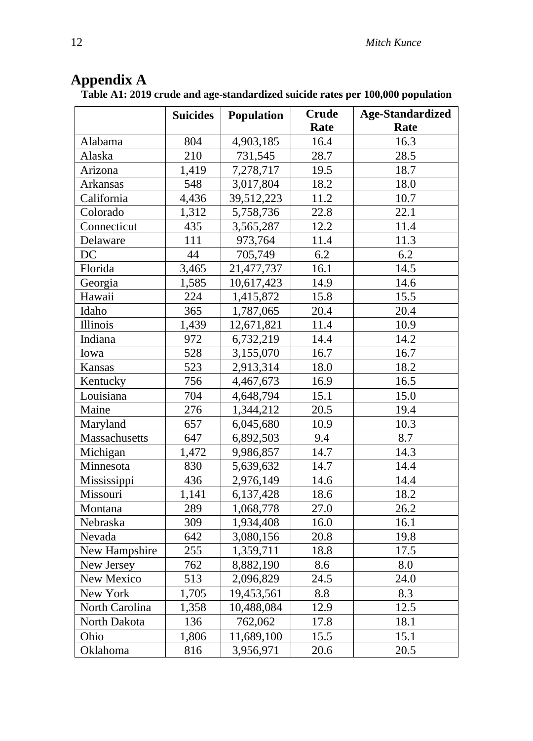## Appendix A

**Table A1: 2019 crude and age-standardized suicide rates per 100,000 population**

| | Suicides | Population | Crude Rate | Age-Standardized Rate |
|---|---|---|---|---|
| Alabama | 804 | 4,903,185 | 16.4 | 16.3 |
| Alaska | 210 | 731,545 | 28.7 | 28.5 |
| Arizona | 1,419 | 7,278,717 | 19.5 | 18.7 |
| Arkansas | 548 | 3,017,804 | 18.2 | 18.0 |
| California | 4,436 | 39,512,223 | 11.2 | 10.7 |
| Colorado | 1,312 | 5,758,736 | 22.8 | 22.1 |
| Connecticut | 435 | 3,565,287 | 12.2 | 11.4 |
| Delaware | 111 | 973,764 | 11.4 | 11.3 |
| DC | 44 | 705,749 | 6.2 | 6.2 |
| Florida | 3,465 | 21,477,737 | 16.1 | 14.5 |
| Georgia | 1,585 | 10,617,423 | 14.9 | 14.6 |
| Hawaii | 224 | 1,415,872 | 15.8 | 15.5 |
| Idaho | 365 | 1,787,065 | 20.4 | 20.4 |
| Illinois | 1,439 | 12,671,821 | 11.4 | 10.9 |
| Indiana | 972 | 6,732,219 | 14.4 | 14.2 |
| Iowa | 528 | 3,155,070 | 16.7 | 16.7 |
| Kansas | 523 | 2,913,314 | 18.0 | 18.2 |
| Kentucky | 756 | 4,467,673 | 16.9 | 16.5 |
| Louisiana | 704 | 4,648,794 | 15.1 | 15.0 |
| Maine | 276 | 1,344,212 | 20.5 | 19.4 |
| Maryland | 657 | 6,045,680 | 10.9 | 10.3 |
| Massachusetts | 647 | 6,892,503 | 9.4 | 8.7 |
| Michigan | 1,472 | 9,986,857 | 14.7 | 14.3 |
| Minnesota | 830 | 5,639,632 | 14.7 | 14.4 |
| Mississippi | 436 | 2,976,149 | 14.6 | 14.4 |
| Missouri | 1,141 | 6,137,428 | 18.6 | 18.2 |
| Montana | 289 | 1,068,778 | 27.0 | 26.2 |
| Nebraska | 309 | 1,934,408 | 16.0 | 16.1 |
| Nevada | 642 | 3,080,156 | 20.8 | 19.8 |
| New Hampshire | 255 | 1,359,711 | 18.8 | 17.5 |
| New Jersey | 762 | 8,882,190 | 8.6 | 8.0 |
| New Mexico | 513 | 2,096,829 | 24.5 | 24.0 |
| New York | 1,705 | 19,453,561 | 8.8 | 8.3 |
| North Carolina | 1,358 | 10,488,084 | 12.9 | 12.5 |
| North Dakota | 136 | 762,062 | 17.8 | 18.1 |
| Ohio | 1,806 | 11,689,100 | 15.5 | 15.1 |
| Oklahoma | 816 | 3,956,971 | 20.6 | 20.5 |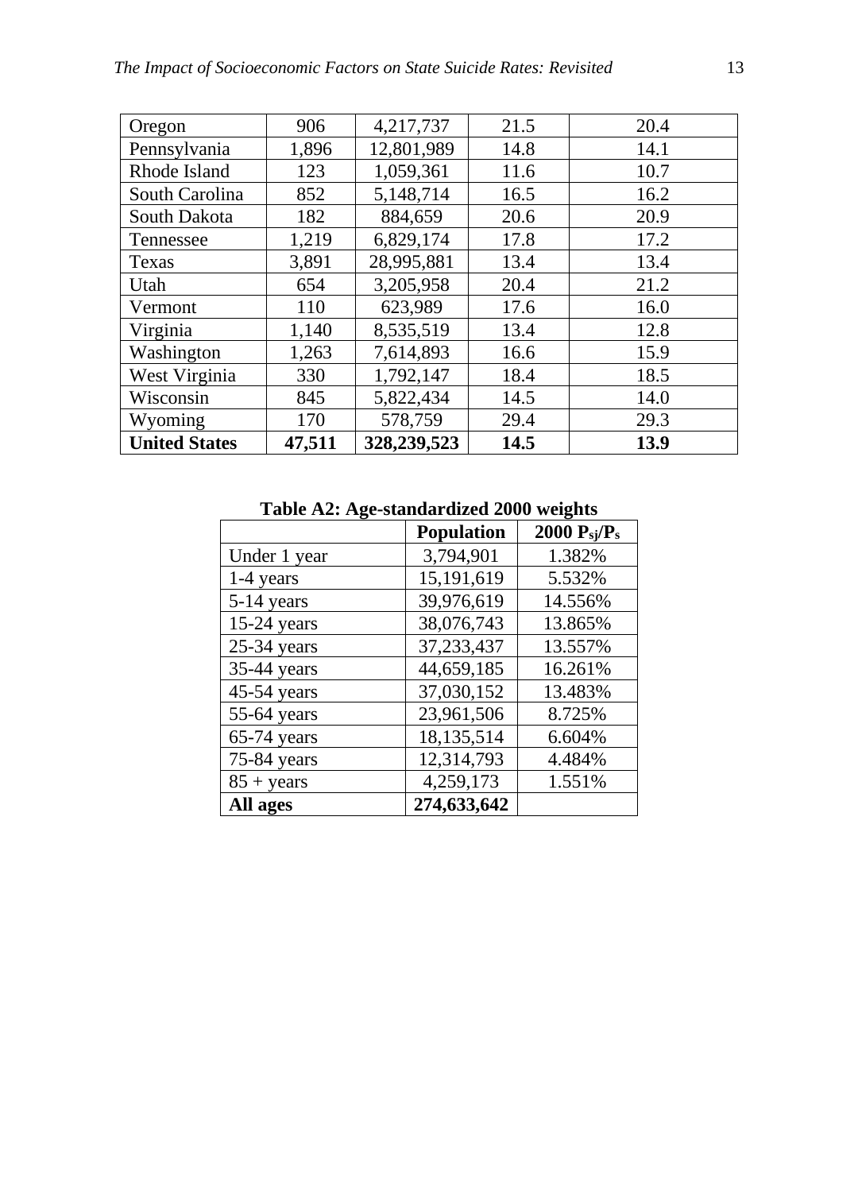| Oregon | 906 | 4,217,737 | 21.5 | 20.4 |
|---|---|---|---|---|
| Pennsylvania | 1,896 | 12,801,989 | 14.8 | 14.1 |
| Rhode Island | 123 | 1,059,361 | 11.6 | 10.7 |
| South Carolina | 852 | 5,148,714 | 16.5 | 16.2 |
| South Dakota | 182 | 884,659 | 20.6 | 20.9 |
| Tennessee | 1,219 | 6,829,174 | 17.8 | 17.2 |
| Texas | 3,891 | 28,995,881 | 13.4 | 13.4 |
| Utah | 654 | 3,205,958 | 20.4 | 21.2 |
| Vermont | 110 | 623,989 | 17.6 | 16.0 |
| Virginia | 1,140 | 8,535,519 | 13.4 | 12.8 |
| Washington | 1,263 | 7,614,893 | 16.6 | 15.9 |
| West Virginia | 330 | 1,792,147 | 18.4 | 18.5 |
| Wisconsin | 845 | 5,822,434 | 14.5 | 14.0 |
| Wyoming | 170 | 578,759 | 29.4 | 29.3 |
| **United States** | **47,511** | **328,239,523** | **14.5** | **13.9** |

**Table A2: Age-standardized 2000 weights**

| | **Population** | **2000 $P_{sj}/P_s$** |
|---|---|---|
| Under 1 year | 3,794,901 | 1.382% |
| 1-4 years | 15,191,619 | 5.532% |
| 5-14 years | 39,976,619 | 14.556% |
| 15-24 years | 38,076,743 | 13.865% |
| 25-34 years | 37,233,437 | 13.557% |
| 35-44 years | 44,659,185 | 16.261% |
| 45-54 years | 37,030,152 | 13.483% |
| 55-64 years | 23,961,506 | 8.725% |
| 65-74 years | 18,135,514 | 6.604% |
| 75-84 years | 12,314,793 | 4.484% |
| 85 + years | 4,259,173 | 1.551% |
| **All ages** | **274,633,642** | |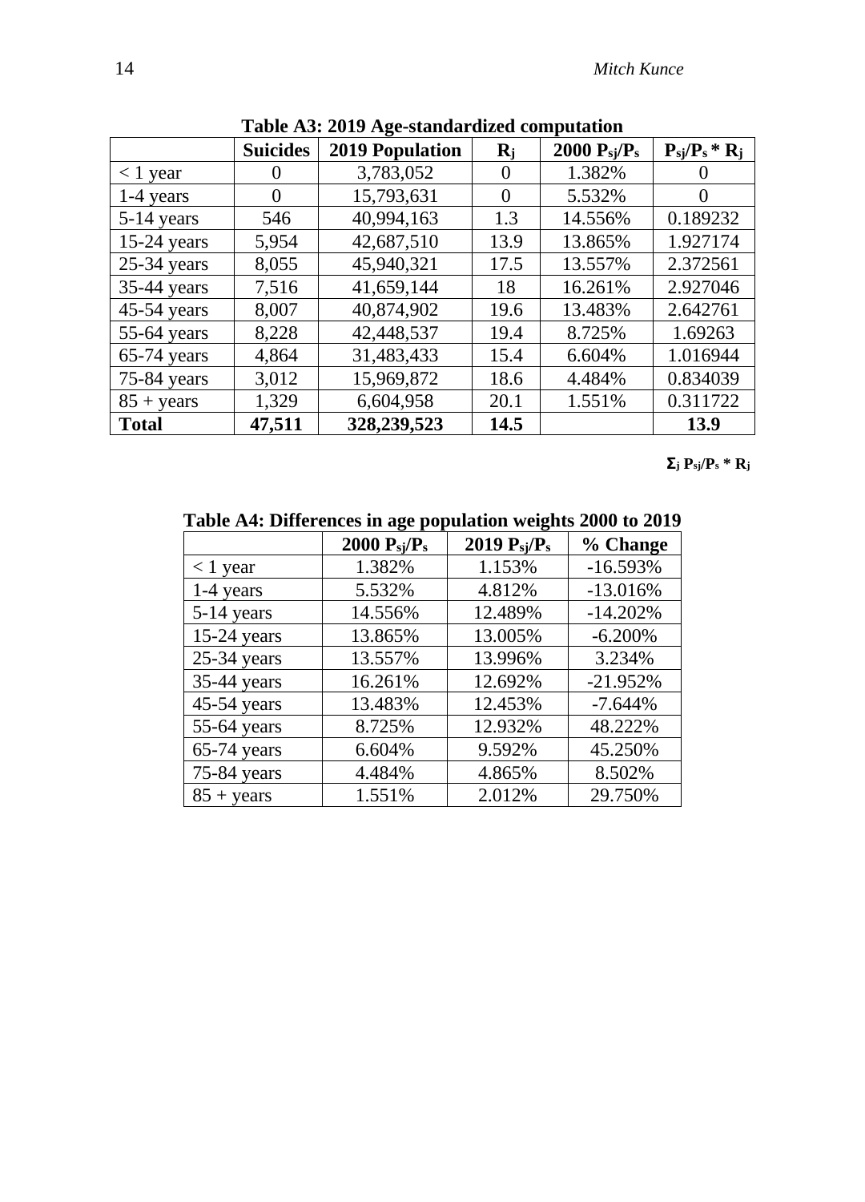**Table A3: 2019 Age-standardized computation**

| | Suicides | 2019 Population | $R_j$ | 2000 $P_{sj}/P_s$ | $P_{sj}/P_s * R_j$ |
|---|---|---|---|---|---|
| < 1 year | 0 | 3,783,052 | 0 | 1.382% | 0 |
| 1-4 years | 0 | 15,793,631 | 0 | 5.532% | 0 |
| 5-14 years | 546 | 40,994,163 | 1.3 | 14.556% | 0.189232 |
| 15-24 years | 5,954 | 42,687,510 | 13.9 | 13.865% | 1.927174 |
| 25-34 years | 8,055 | 45,940,321 | 17.5 | 13.557% | 2.372561 |
| 35-44 years | 7,516 | 41,659,144 | 18 | 16.261% | 2.927046 |
| 45-54 years | 8,007 | 40,874,902 | 19.6 | 13.483% | 2.642761 |
| 55-64 years | 8,228 | 42,448,537 | 19.4 | 8.725% | 1.69263 |
| 65-74 years | 4,864 | 31,483,433 | 15.4 | 6.604% | 1.016944 |
| 75-84 years | 3,012 | 15,969,872 | 18.6 | 4.484% | 0.834039 |
| 85 + years | 1,329 | 6,604,958 | 20.1 | 1.551% | 0.311722 |
| **Total** | **47,511** | **328,239,523** | **14.5** | | **13.9** |

$\Sigma_j P_{sj}/P_s * R_j$

**Table A4: Differences in age population weights 2000 to 2019**

| | 2000 $P_{sj}/P_s$ | 2019 $P_{sj}/P_s$ | % Change |
|---|---|---|---|
| < 1 year | 1.382% | 1.153% | -16.593% |
| 1-4 years | 5.532% | 4.812% | -13.016% |
| 5-14 years | 14.556% | 12.489% | -14.202% |
| 15-24 years | 13.865% | 13.005% | -6.200% |
| 25-34 years | 13.557% | 13.996% | 3.234% |
| 35-44 years | 16.261% | 12.692% | -21.952% |
| 45-54 years | 13.483% | 12.453% | -7.644% |
| 55-64 years | 8.725% | 12.932% | 48.222% |
| 65-74 years | 6.604% | 9.592% | 45.250% |
| 75-84 years | 4.484% | 4.865% | 8.502% |
| 85 + years | 1.551% | 2.012% | 29.750% |